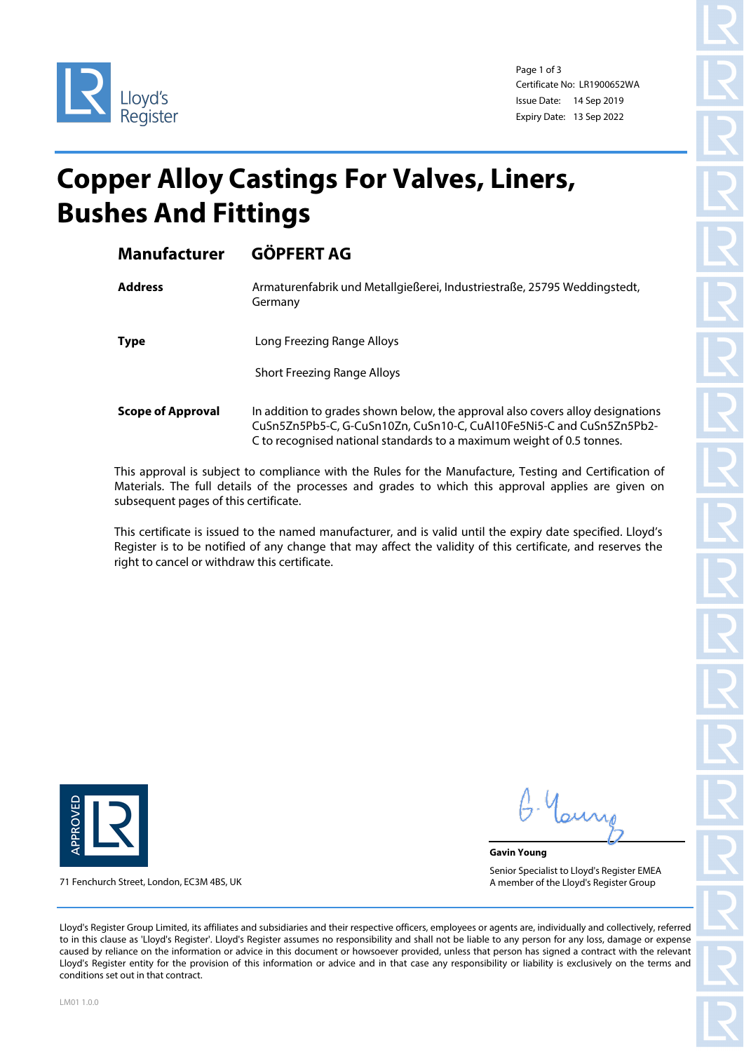Lloyd's Register

Certificate No: LR1900652WA
Issue Date: 14 Sep 2019
Expiry Date: 13 Sep 2022

# Copper Alloy Castings For Valves, Liners, Bushes And Fittings

| | |
|---|---|
| **Manufacturer** | **GÖPFERT AG** |
| **Address** | Armaturenfabrik und Metallgießerei, Industriestraße, 25795 Weddingstedt, Germany |
| **Type** | Long Freezing Range Alloys<br>Short Freezing Range Alloys |
| **Scope of Approval** | In addition to grades shown below, the approval also covers alloy designations CuSn5Zn5Pb5-C, G-CuSn10Zn, CuSn10-C, CuAl10Fe5Ni5-C and CuSn5Zn5Pb2-C to recognised national standards to a maximum weight of 0.5 tonnes. |

This approval is subject to compliance with the Rules for the Manufacture, Testing and Certification of Materials. The full details of the processes and grades to which this approval applies are given on subsequent pages of this certificate.

This certificate is issued to the named manufacturer, and is valid until the expiry date specified. Lloyd's Register is to be notified of any change that may affect the validity of this certificate, and reserves the right to cancel or withdraw this certificate.

APPROVED LR

71 Fenchurch Street, London, EC3M 4BS, UK

**Gavin Young**
Senior Specialist to Lloyd's Register EMEA
A member of the Lloyd's Register Group

Lloyd's Register Group Limited, its affiliates and subsidiaries and their respective officers, employees or agents are, individually and collectively, referred to in this clause as 'Lloyd's Register'. Lloyd's Register assumes no responsibility and shall not be liable to any person for any loss, damage or expense caused by reliance on the information or advice in this document or howsoever provided, unless that person has signed a contract with the relevant Lloyd's Register entity for the provision of this information or advice and in that case any responsibility or liability is exclusively on the terms and conditions set out in that contract.

LM01 1.0.0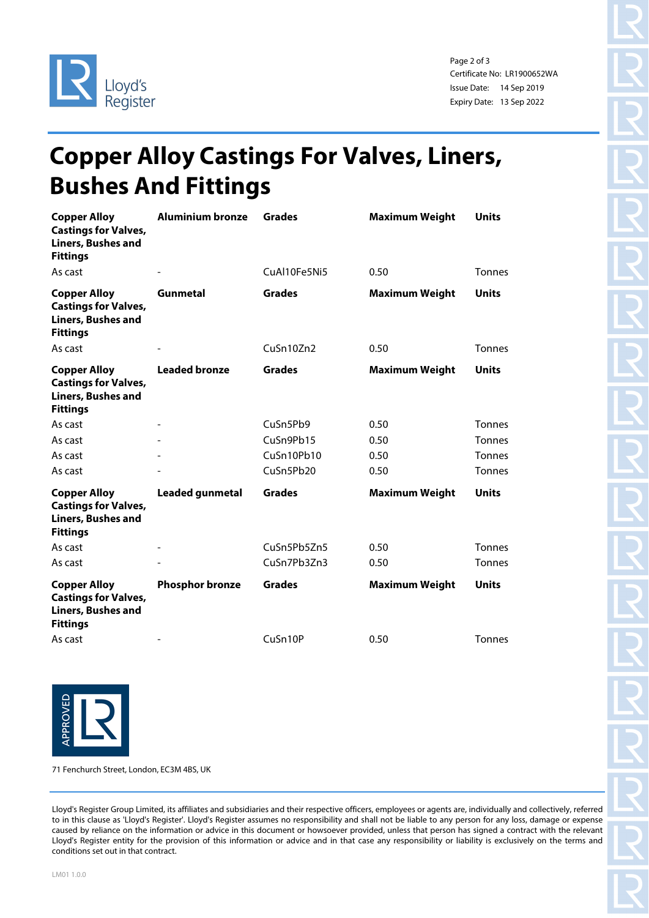Certificate No: LR1900652WA
Issue Date: 14 Sep 2019
Expiry Date: 13 Sep 2022

# Copper Alloy Castings For Valves, Liners, Bushes And Fittings

| **Copper Alloy Castings for Valves, Liners, Bushes and Fittings** | **Aluminium bronze** | **Grades** | **Maximum Weight** | **Units** |
|---|---|---|---|---|
| As cast | - | CuAl10Fe5Ni5 | 0.50 | Tonnes |

| **Copper Alloy Castings for Valves, Liners, Bushes and Fittings** | **Gunmetal** | **Grades** | **Maximum Weight** | **Units** |
|---|---|---|---|---|
| As cast | - | CuSn10Zn2 | 0.50 | Tonnes |

| **Copper Alloy Castings for Valves, Liners, Bushes and Fittings** | **Leaded bronze** | **Grades** | **Maximum Weight** | **Units** |
|---|---|---|---|---|
| As cast | - | CuSn5Pb9 | 0.50 | Tonnes |
| As cast | - | CuSn9Pb15 | 0.50 | Tonnes |
| As cast | - | CuSn10Pb10 | 0.50 | Tonnes |
| As cast | - | CuSn5Pb20 | 0.50 | Tonnes |

| **Copper Alloy Castings for Valves, Liners, Bushes and Fittings** | **Leaded gunmetal** | **Grades** | **Maximum Weight** | **Units** |
|---|---|---|---|---|
| As cast | - | CuSn5Pb5Zn5 | 0.50 | Tonnes |
| As cast | - | CuSn7Pb3Zn3 | 0.50 | Tonnes |

| **Copper Alloy Castings for Valves, Liners, Bushes and Fittings** | **Phosphor bronze** | **Grades** | **Maximum Weight** | **Units** |
|---|---|---|---|---|
| As cast | - | CuSn10P | 0.50 | Tonnes |

71 Fenchurch Street, London, EC3M 4BS, UK

Lloyd's Register Group Limited, its affiliates and subsidiaries and their respective officers, employees or agents are, individually and collectively, referred to in this clause as 'Lloyd's Register'. Lloyd's Register assumes no responsibility and shall not be liable to any person for any loss, damage or expense caused by reliance on the information or advice in this document or howsoever provided, unless that person has signed a contract with the relevant Lloyd's Register entity for the provision of this information or advice and in that case any responsibility or liability is exclusively on the terms and conditions set out in that contract.

LM01 1.0.0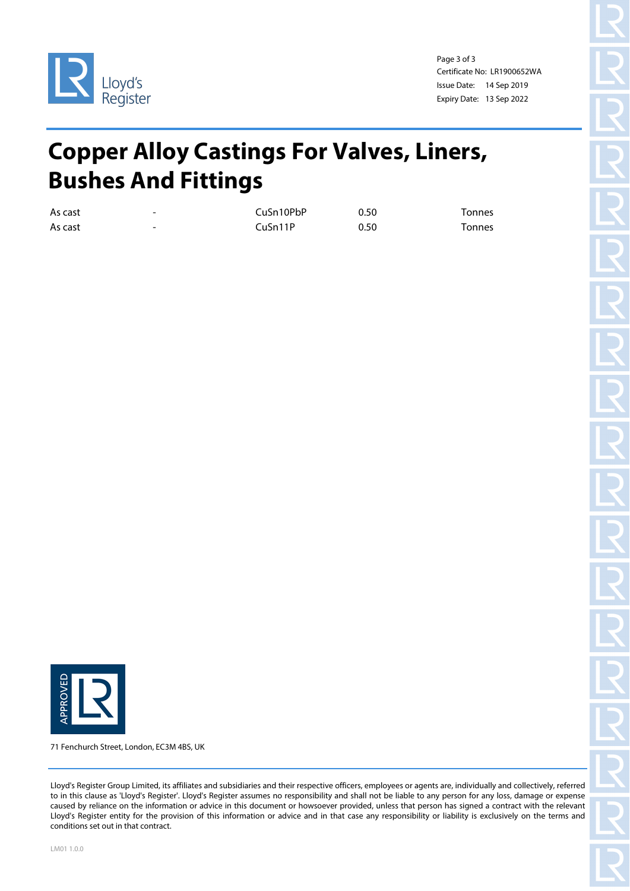# Copper Alloy Castings For Valves, Liners, Bushes And Fittings

| | | | | |
|---|---|---|---|---|
| As cast | - | CuSn10PbP | 0.50 | Tonnes |
| As cast | - | CuSn11P | 0.50 | Tonnes |

APPROVED

71 Fenchurch Street, London, EC3M 4BS, UK

Lloyd's Register Group Limited, its affiliates and subsidiaries and their respective officers, employees or agents are, individually and collectively, referred to in this clause as 'Lloyd's Register'. Lloyd's Register assumes no responsibility and shall not be liable to any person for any loss, damage or expense caused by reliance on the information or advice in this document or howsoever provided, unless that person has signed a contract with the relevant Lloyd's Register entity for the provision of this information or advice and in that case any responsibility or liability is exclusively on the terms and conditions set out in that contract.

LM01 1.0.0